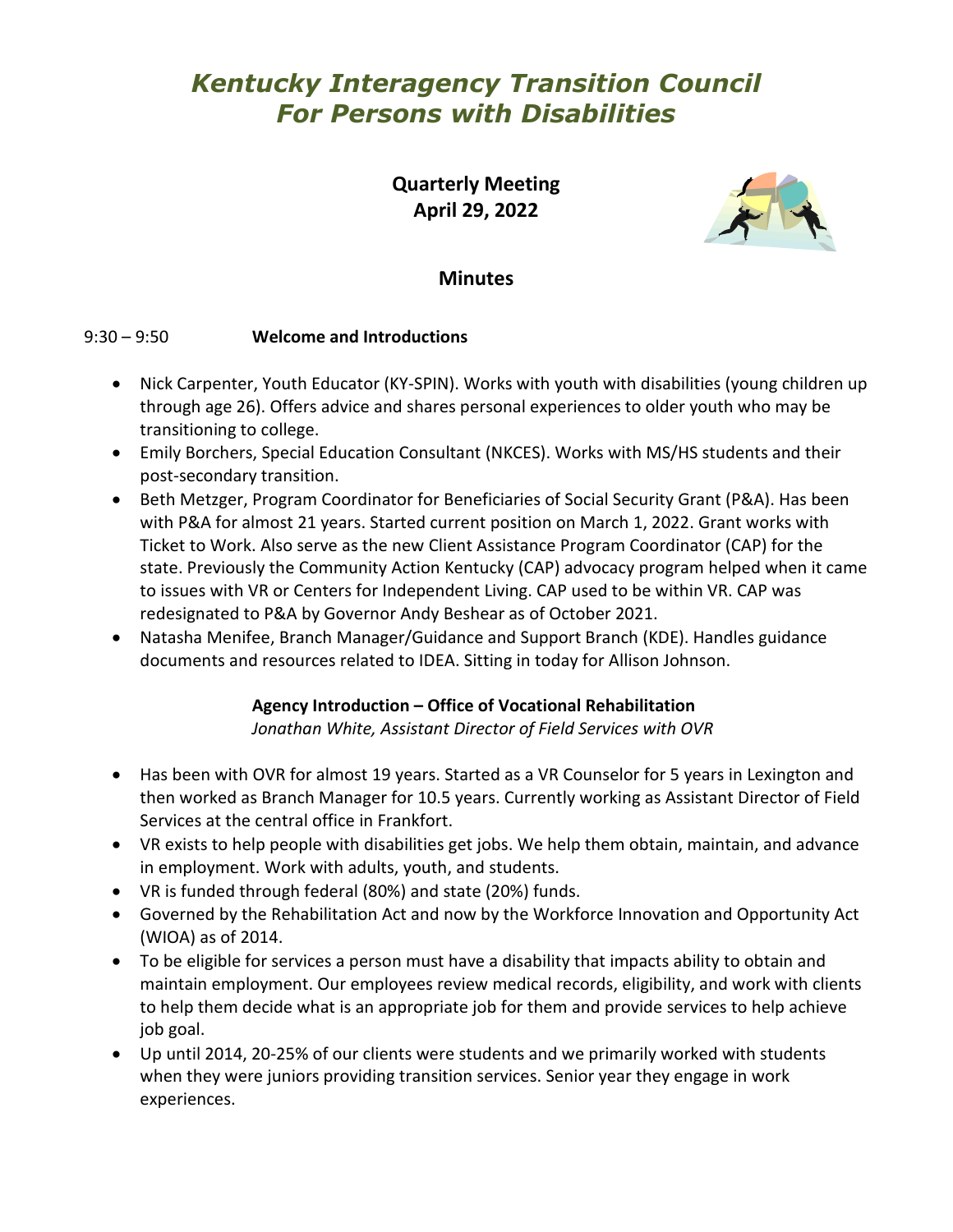# *Kentucky Interagency Transition Council For Persons with Disabilities*

**Quarterly Meeting**
**April 29, 2022**

## Minutes

9:30 – 9:50 **Welcome and Introductions**

- Nick Carpenter, Youth Educator (KY-SPIN). Works with youth with disabilities (young children up through age 26). Offers advice and shares personal experiences to older youth who may be transitioning to college.
- Emily Borchers, Special Education Consultant (NKCES). Works with MS/HS students and their post-secondary transition.
- Beth Metzger, Program Coordinator for Beneficiaries of Social Security Grant (P&A). Has been with P&A for almost 21 years. Started current position on March 1, 2022. Grant works with Ticket to Work. Also serve as the new Client Assistance Program Coordinator (CAP) for the state. Previously the Community Action Kentucky (CAP) advocacy program helped when it came to issues with VR or Centers for Independent Living. CAP used to be within VR. CAP was redesignated to P&A by Governor Andy Beshear as of October 2021.
- Natasha Menifee, Branch Manager/Guidance and Support Branch (KDE). Handles guidance documents and resources related to IDEA. Sitting in today for Allison Johnson.

**Agency Introduction – Office of Vocational Rehabilitation**
*Jonathan White, Assistant Director of Field Services with OVR*

- Has been with OVR for almost 19 years. Started as a VR Counselor for 5 years in Lexington and then worked as Branch Manager for 10.5 years. Currently working as Assistant Director of Field Services at the central office in Frankfort.
- VR exists to help people with disabilities get jobs. We help them obtain, maintain, and advance in employment. Work with adults, youth, and students.
- VR is funded through federal (80%) and state (20%) funds.
- Governed by the Rehabilitation Act and now by the Workforce Innovation and Opportunity Act (WIOA) as of 2014.
- To be eligible for services a person must have a disability that impacts ability to obtain and maintain employment. Our employees review medical records, eligibility, and work with clients to help them decide what is an appropriate job for them and provide services to help achieve job goal.
- Up until 2014, 20-25% of our clients were students and we primarily worked with students when they were juniors providing transition services. Senior year they engage in work experiences.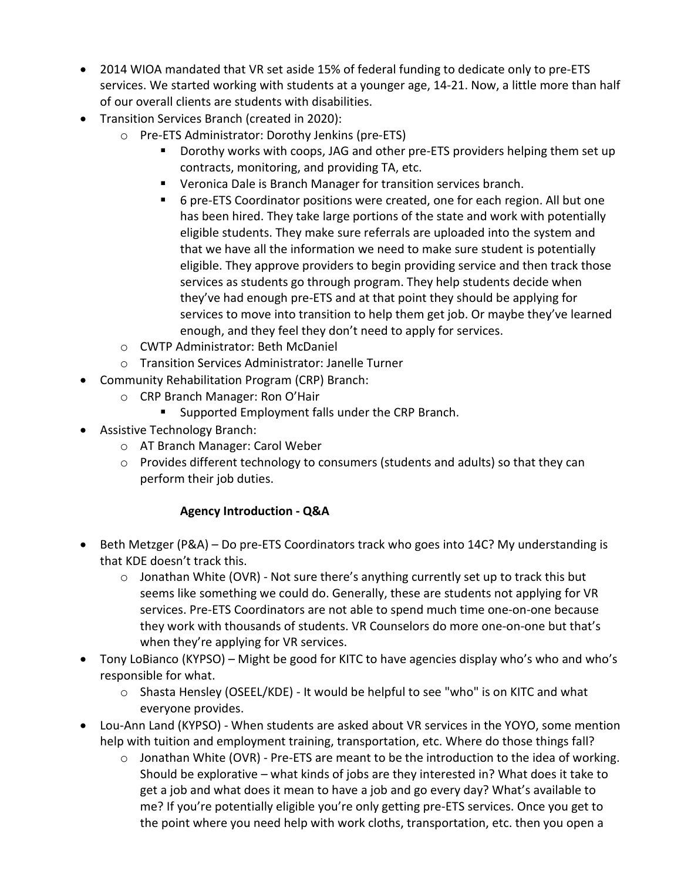- 2014 WIOA mandated that VR set aside 15% of federal funding to dedicate only to pre-ETS services. We started working with students at a younger age, 14-21. Now, a little more than half of our overall clients are students with disabilities.
- Transition Services Branch (created in 2020):
  - Pre-ETS Administrator: Dorothy Jenkins (pre-ETS)
    - Dorothy works with coops, JAG and other pre-ETS providers helping them set up contracts, monitoring, and providing TA, etc.
    - Veronica Dale is Branch Manager for transition services branch.
    - 6 pre-ETS Coordinator positions were created, one for each region. All but one has been hired. They take large portions of the state and work with potentially eligible students. They make sure referrals are uploaded into the system and that we have all the information we need to make sure student is potentially eligible. They approve providers to begin providing service and then track those services as students go through program. They help students decide when they've had enough pre-ETS and at that point they should be applying for services to move into transition to help them get job. Or maybe they've learned enough, and they feel they don't need to apply for services.
  - CWTP Administrator: Beth McDaniel
  - Transition Services Administrator: Janelle Turner
- Community Rehabilitation Program (CRP) Branch:
  - CRP Branch Manager: Ron O'Hair
    - Supported Employment falls under the CRP Branch.
- Assistive Technology Branch:
  - AT Branch Manager: Carol Weber
  - Provides different technology to consumers (students and adults) so that they can perform their job duties.

**Agency Introduction - Q&A**

- Beth Metzger (P&A) – Do pre-ETS Coordinators track who goes into 14C? My understanding is that KDE doesn't track this.
  - Jonathan White (OVR) - Not sure there's anything currently set up to track this but seems like something we could do. Generally, these are students not applying for VR services. Pre-ETS Coordinators are not able to spend much time one-on-one because they work with thousands of students. VR Counselors do more one-on-one but that's when they're applying for VR services.
- Tony LoBianco (KYPSO) – Might be good for KITC to have agencies display who's who and who's responsible for what.
  - Shasta Hensley (OSEEL/KDE) - It would be helpful to see "who" is on KITC and what everyone provides.
- Lou-Ann Land (KYPSO) - When students are asked about VR services in the YOYO, some mention help with tuition and employment training, transportation, etc. Where do those things fall?
  - Jonathan White (OVR) - Pre-ETS are meant to be the introduction to the idea of working. Should be explorative – what kinds of jobs are they interested in? What does it take to get a job and what does it mean to have a job and go every day? What's available to me? If you're potentially eligible you're only getting pre-ETS services. Once you get to the point where you need help with work cloths, transportation, etc. then you open a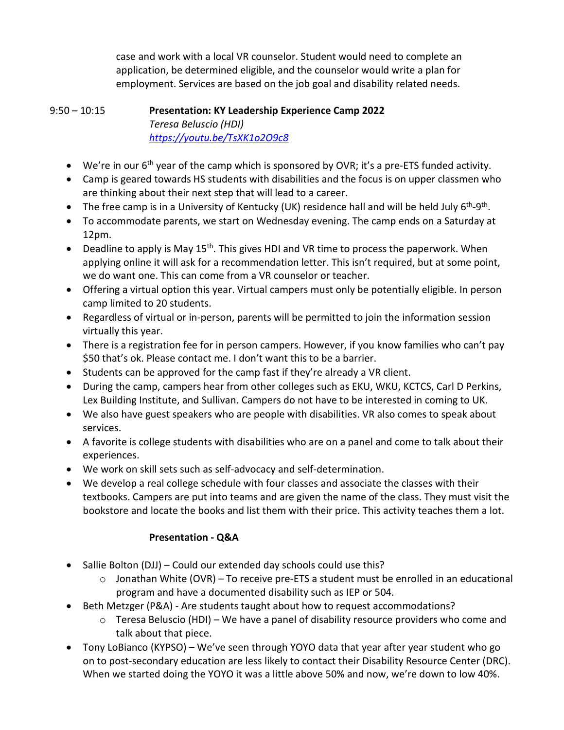case and work with a local VR counselor. Student would need to complete an application, be determined eligible, and the counselor would write a plan for employment. Services are based on the job goal and disability related needs.

9:50 – 10:15 **Presentation: KY Leadership Experience Camp 2022**
*Teresa Beluscio (HDI)*
*https://youtu.be/TsXK1o2O9c8*

- We're in our 6th year of the camp which is sponsored by OVR; it's a pre-ETS funded activity.
- Camp is geared towards HS students with disabilities and the focus is on upper classmen who are thinking about their next step that will lead to a career.
- The free camp is in a University of Kentucky (UK) residence hall and will be held July 6th-9th.
- To accommodate parents, we start on Wednesday evening. The camp ends on a Saturday at 12pm.
- Deadline to apply is May 15th. This gives HDI and VR time to process the paperwork. When applying online it will ask for a recommendation letter. This isn't required, but at some point, we do want one. This can come from a VR counselor or teacher.
- Offering a virtual option this year. Virtual campers must only be potentially eligible. In person camp limited to 20 students.
- Regardless of virtual or in-person, parents will be permitted to join the information session virtually this year.
- There is a registration fee for in person campers. However, if you know families who can't pay $50 that's ok. Please contact me. I don't want this to be a barrier.
- Students can be approved for the camp fast if they're already a VR client.
- During the camp, campers hear from other colleges such as EKU, WKU, KCTCS, Carl D Perkins, Lex Building Institute, and Sullivan. Campers do not have to be interested in coming to UK.
- We also have guest speakers who are people with disabilities. VR also comes to speak about services.
- A favorite is college students with disabilities who are on a panel and come to talk about their experiences.
- We work on skill sets such as self-advocacy and self-determination.
- We develop a real college schedule with four classes and associate the classes with their textbooks. Campers are put into teams and are given the name of the class. They must visit the bookstore and locate the books and list them with their price. This activity teaches them a lot.

**Presentation - Q&A**

- Sallie Bolton (DJJ) – Could our extended day schools could use this?
  - Jonathan White (OVR) – To receive pre-ETS a student must be enrolled in an educational program and have a documented disability such as IEP or 504.
- Beth Metzger (P&A) - Are students taught about how to request accommodations?
  - Teresa Beluscio (HDI) – We have a panel of disability resource providers who come and talk about that piece.
- Tony LoBianco (KYPSO) – We've seen through YOYO data that year after year student who go on to post-secondary education are less likely to contact their Disability Resource Center (DRC). When we started doing the YOYO it was a little above 50% and now, we're down to low 40%.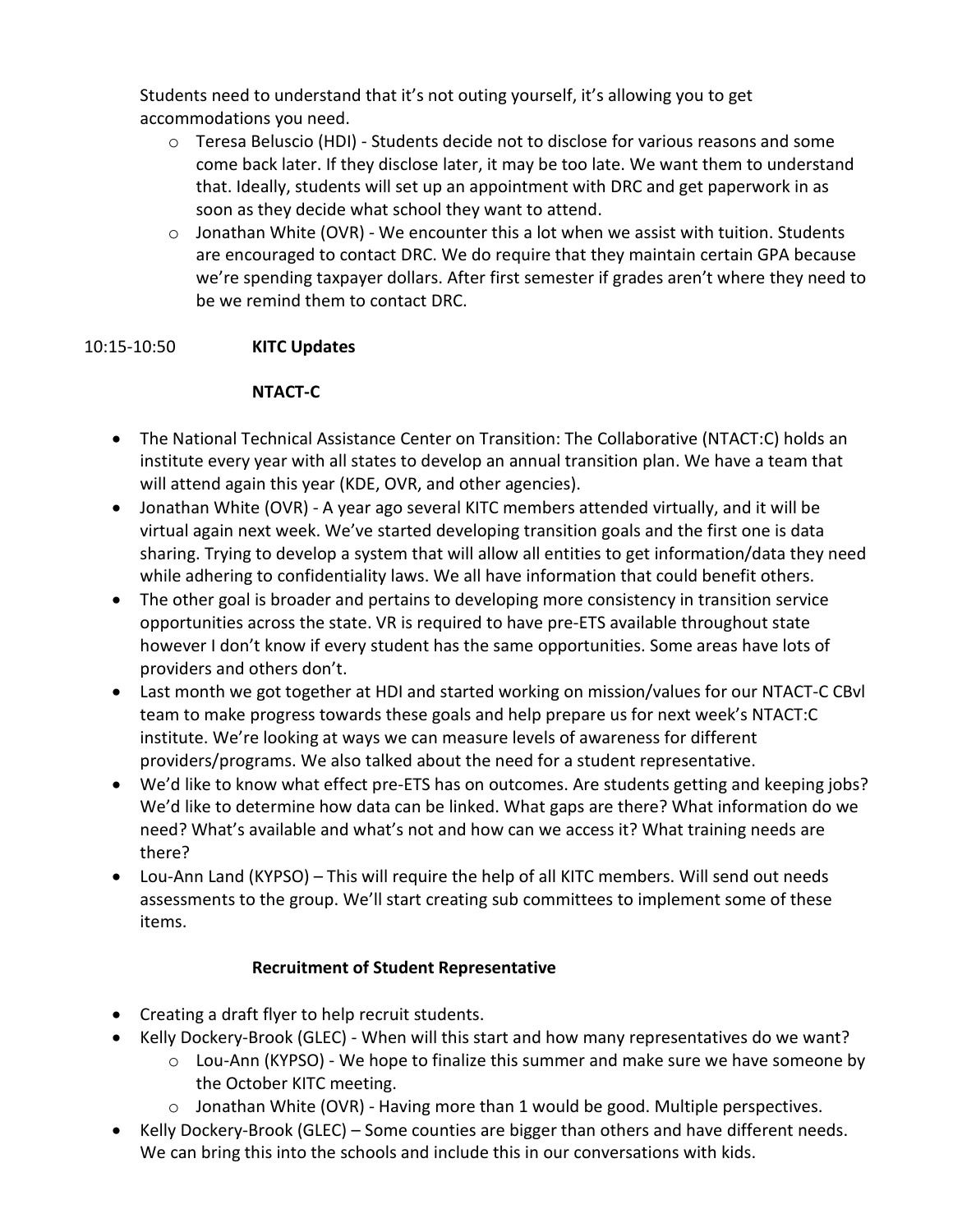Students need to understand that it's not outing yourself, it's allowing you to get accommodations you need.

- Teresa Beluscio (HDI) - Students decide not to disclose for various reasons and some come back later. If they disclose later, it may be too late. We want them to understand that. Ideally, students will set up an appointment with DRC and get paperwork in as soon as they decide what school they want to attend.
- Jonathan White (OVR) - We encounter this a lot when we assist with tuition. Students are encouraged to contact DRC. We do require that they maintain certain GPA because we're spending taxpayer dollars. After first semester if grades aren't where they need to be we remind them to contact DRC.

10:15-10:50 **KITC Updates**

**NTACT-C**

- The National Technical Assistance Center on Transition: The Collaborative (NTACT:C) holds an institute every year with all states to develop an annual transition plan. We have a team that will attend again this year (KDE, OVR, and other agencies).
- Jonathan White (OVR) - A year ago several KITC members attended virtually, and it will be virtual again next week. We've started developing transition goals and the first one is data sharing. Trying to develop a system that will allow all entities to get information/data they need while adhering to confidentiality laws. We all have information that could benefit others.
- The other goal is broader and pertains to developing more consistency in transition service opportunities across the state. VR is required to have pre-ETS available throughout state however I don't know if every student has the same opportunities. Some areas have lots of providers and others don't.
- Last month we got together at HDI and started working on mission/values for our NTACT-C CBvl team to make progress towards these goals and help prepare us for next week's NTACT:C institute. We're looking at ways we can measure levels of awareness for different providers/programs. We also talked about the need for a student representative.
- We'd like to know what effect pre-ETS has on outcomes. Are students getting and keeping jobs? We'd like to determine how data can be linked. What gaps are there? What information do we need? What's available and what's not and how can we access it? What training needs are there?
- Lou-Ann Land (KYPSO) – This will require the help of all KITC members. Will send out needs assessments to the group. We'll start creating sub committees to implement some of these items.

**Recruitment of Student Representative**

- Creating a draft flyer to help recruit students.
- Kelly Dockery-Brook (GLEC) - When will this start and how many representatives do we want?
  - Lou-Ann (KYPSO) - We hope to finalize this summer and make sure we have someone by the October KITC meeting.
  - Jonathan White (OVR) - Having more than 1 would be good. Multiple perspectives.
- Kelly Dockery-Brook (GLEC) – Some counties are bigger than others and have different needs. We can bring this into the schools and include this in our conversations with kids.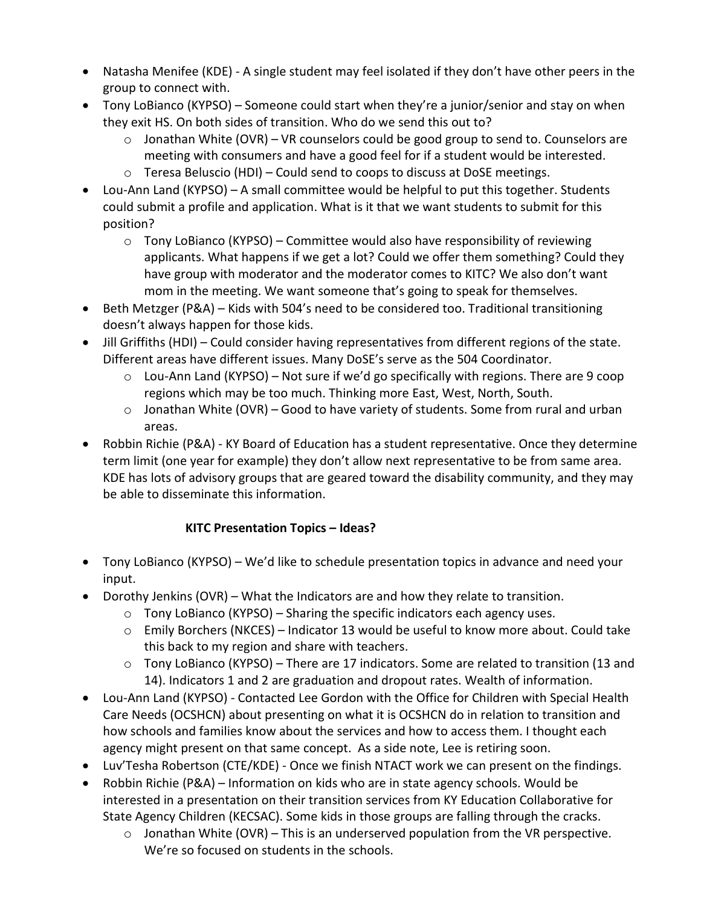- Natasha Menifee (KDE) - A single student may feel isolated if they don't have other peers in the group to connect with.
- Tony LoBianco (KYPSO) – Someone could start when they're a junior/senior and stay on when they exit HS. On both sides of transition. Who do we send this out to?
    - Jonathan White (OVR) – VR counselors could be good group to send to. Counselors are meeting with consumers and have a good feel for if a student would be interested.
    - Teresa Beluscio (HDI) – Could send to coops to discuss at DoSE meetings.
- Lou-Ann Land (KYPSO) – A small committee would be helpful to put this together. Students could submit a profile and application. What is it that we want students to submit for this position?
    - Tony LoBianco (KYPSO) – Committee would also have responsibility of reviewing applicants. What happens if we get a lot? Could we offer them something? Could they have group with moderator and the moderator comes to KITC? We also don't want mom in the meeting. We want someone that's going to speak for themselves.
- Beth Metzger (P&A) – Kids with 504's need to be considered too. Traditional transitioning doesn't always happen for those kids.
- Jill Griffiths (HDI) – Could consider having representatives from different regions of the state. Different areas have different issues. Many DoSE's serve as the 504 Coordinator.
    - Lou-Ann Land (KYPSO) – Not sure if we'd go specifically with regions. There are 9 coop regions which may be too much. Thinking more East, West, North, South.
    - Jonathan White (OVR) – Good to have variety of students. Some from rural and urban areas.
- Robbin Richie (P&A) - KY Board of Education has a student representative. Once they determine term limit (one year for example) they don't allow next representative to be from same area. KDE has lots of advisory groups that are geared toward the disability community, and they may be able to disseminate this information.

**KITC Presentation Topics – Ideas?**

- Tony LoBianco (KYPSO) – We'd like to schedule presentation topics in advance and need your input.
- Dorothy Jenkins (OVR) – What the Indicators are and how they relate to transition.
    - Tony LoBianco (KYPSO) – Sharing the specific indicators each agency uses.
    - Emily Borchers (NKCES) – Indicator 13 would be useful to know more about. Could take this back to my region and share with teachers.
    - Tony LoBianco (KYPSO) – There are 17 indicators. Some are related to transition (13 and 14). Indicators 1 and 2 are graduation and dropout rates. Wealth of information.
- Lou-Ann Land (KYPSO) - Contacted Lee Gordon with the Office for Children with Special Health Care Needs (OCSHCN) about presenting on what it is OCSHCN do in relation to transition and how schools and families know about the services and how to access them. I thought each agency might present on that same concept. As a side note, Lee is retiring soon.
- Luv'Tesha Robertson (CTE/KDE) - Once we finish NTACT work we can present on the findings.
- Robbin Richie (P&A) – Information on kids who are in state agency schools. Would be interested in a presentation on their transition services from KY Education Collaborative for State Agency Children (KECSAC). Some kids in those groups are falling through the cracks.
    - Jonathan White (OVR) – This is an underserved population from the VR perspective. We're so focused on students in the schools.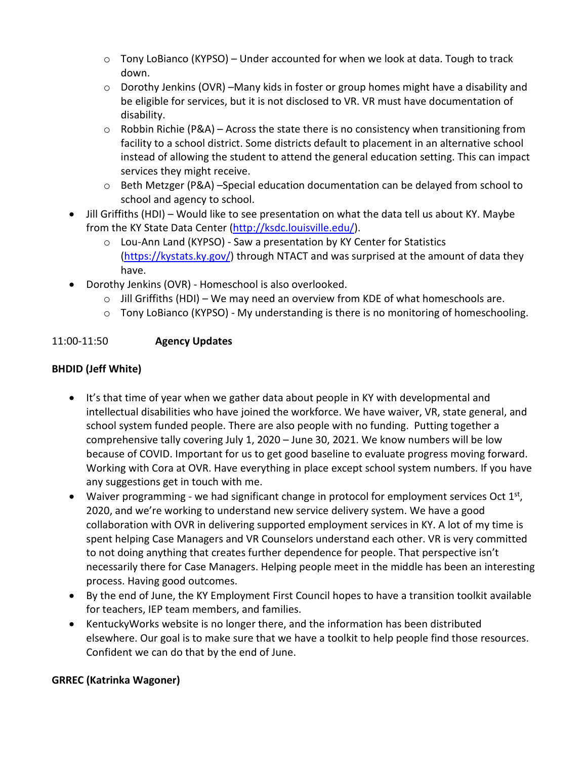- Tony LoBianco (KYPSO) – Under accounted for when we look at data. Tough to track down.
    - Dorothy Jenkins (OVR) –Many kids in foster or group homes might have a disability and be eligible for services, but it is not disclosed to VR. VR must have documentation of disability.
    - Robbin Richie (P&A) – Across the state there is no consistency when transitioning from facility to a school district. Some districts default to placement in an alternative school instead of allowing the student to attend the general education setting. This can impact services they might receive.
    - Beth Metzger (P&A) –Special education documentation can be delayed from school to school and agency to school.
- Jill Griffiths (HDI) – Would like to see presentation on what the data tell us about KY. Maybe from the KY State Data Center (http://ksdc.louisville.edu/).
    - Lou-Ann Land (KYPSO) - Saw a presentation by KY Center for Statistics (https://kystats.ky.gov/) through NTACT and was surprised at the amount of data they have.
- Dorothy Jenkins (OVR) - Homeschool is also overlooked.
    - Jill Griffiths (HDI) – We may need an overview from KDE of what homeschools are.
    - Tony LoBianco (KYPSO) - My understanding is there is no monitoring of homeschooling.

11:00-11:50 **Agency Updates**

**BHDID (Jeff White)**

- It's that time of year when we gather data about people in KY with developmental and intellectual disabilities who have joined the workforce. We have waiver, VR, state general, and school system funded people. There are also people with no funding. Putting together a comprehensive tally covering July 1, 2020 – June 30, 2021. We know numbers will be low because of COVID. Important for us to get good baseline to evaluate progress moving forward. Working with Cora at OVR. Have everything in place except school system numbers. If you have any suggestions get in touch with me.
- Waiver programming - we had significant change in protocol for employment services Oct 1st, 2020, and we're working to understand new service delivery system. We have a good collaboration with OVR in delivering supported employment services in KY. A lot of my time is spent helping Case Managers and VR Counselors understand each other. VR is very committed to not doing anything that creates further dependence for people. That perspective isn't necessarily there for Case Managers. Helping people meet in the middle has been an interesting process. Having good outcomes.
- By the end of June, the KY Employment First Council hopes to have a transition toolkit available for teachers, IEP team members, and families.
- KentuckyWorks website is no longer there, and the information has been distributed elsewhere. Our goal is to make sure that we have a toolkit to help people find those resources. Confident we can do that by the end of June.

**GRREC (Katrinka Wagoner)**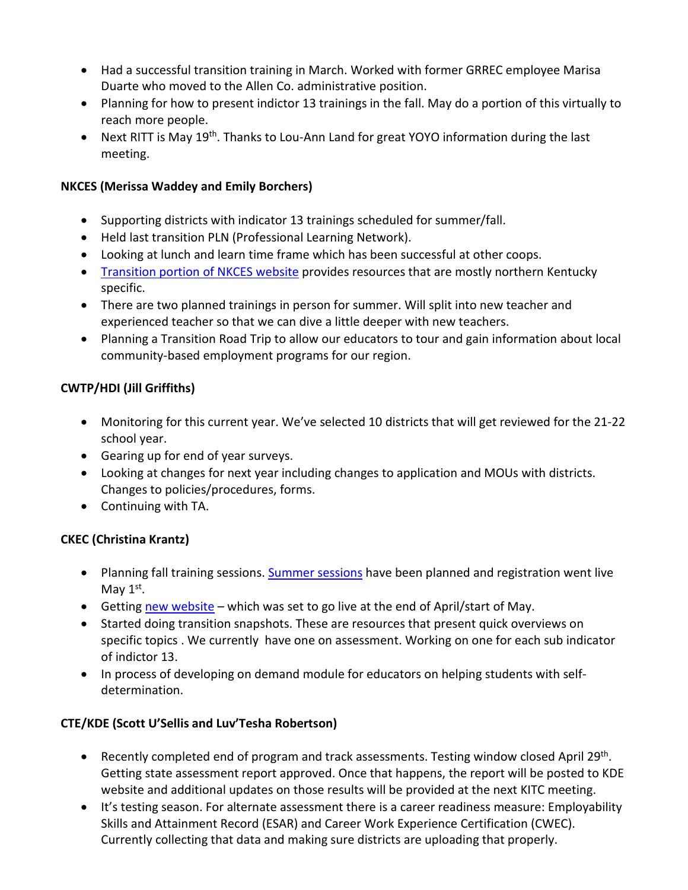- Had a successful transition training in March. Worked with former GRREC employee Marisa Duarte who moved to the Allen Co. administrative position.
- Planning for how to present indictor 13 trainings in the fall. May do a portion of this virtually to reach more people.
- Next RITT is May 19th. Thanks to Lou-Ann Land for great YOYO information during the last meeting.

**NKCES (Merissa Waddey and Emily Borchers)**

- Supporting districts with indicator 13 trainings scheduled for summer/fall.
- Held last transition PLN (Professional Learning Network).
- Looking at lunch and learn time frame which has been successful at other coops.
- Transition portion of NKCES website provides resources that are mostly northern Kentucky specific.
- There are two planned trainings in person for summer. Will split into new teacher and experienced teacher so that we can dive a little deeper with new teachers.
- Planning a Transition Road Trip to allow our educators to tour and gain information about local community-based employment programs for our region.

**CWTP/HDI (Jill Griffiths)**

- Monitoring for this current year. We've selected 10 districts that will get reviewed for the 21-22 school year.
- Gearing up for end of year surveys.
- Looking at changes for next year including changes to application and MOUs with districts. Changes to policies/procedures, forms.
- Continuing with TA.

**CKEC (Christina Krantz)**

- Planning fall training sessions. Summer sessions have been planned and registration went live May 1st.
- Getting new website – which was set to go live at the end of April/start of May.
- Started doing transition snapshots. These are resources that present quick overviews on specific topics . We currently have one on assessment. Working on one for each sub indicator of indictor 13.
- In process of developing on demand module for educators on helping students with self-determination.

**CTE/KDE (Scott U'Sellis and Luv'Tesha Robertson)**

- Recently completed end of program and track assessments. Testing window closed April 29th. Getting state assessment report approved. Once that happens, the report will be posted to KDE website and additional updates on those results will be provided at the next KITC meeting.
- It's testing season. For alternate assessment there is a career readiness measure: Employability Skills and Attainment Record (ESAR) and Career Work Experience Certification (CWEC). Currently collecting that data and making sure districts are uploading that properly.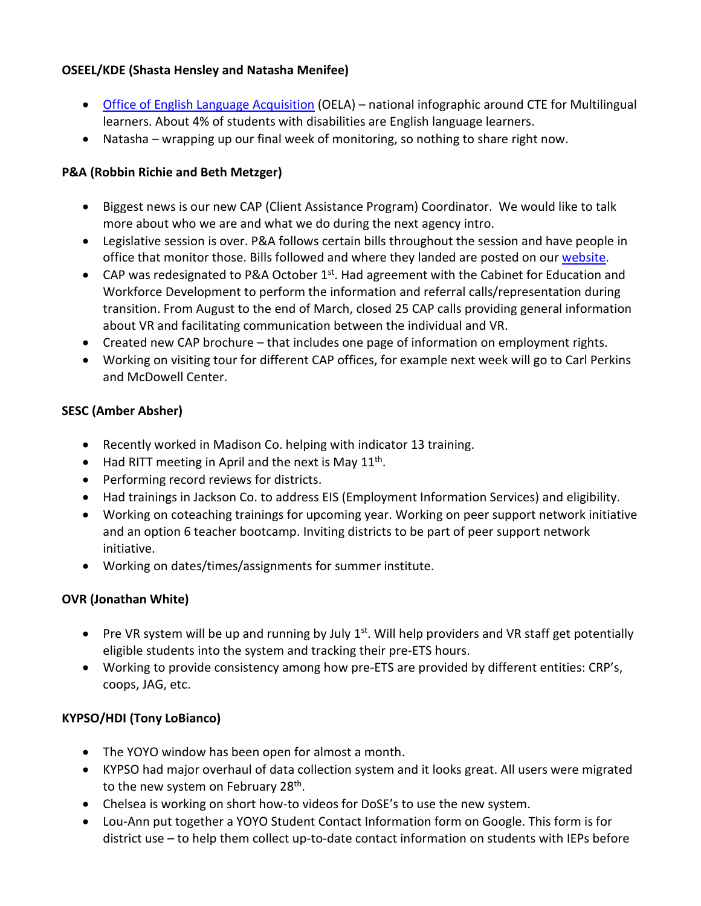**OSEEL/KDE (Shasta Hensley and Natasha Menifee)**

- [Office of English Language Acquisition](#) (OELA) – national infographic around CTE for Multilingual learners. About 4% of students with disabilities are English language learners.
- Natasha – wrapping up our final week of monitoring, so nothing to share right now.

**P&A (Robbin Richie and Beth Metzger)**

- Biggest news is our new CAP (Client Assistance Program) Coordinator. We would like to talk more about who we are and what we do during the next agency intro.
- Legislative session is over. P&A follows certain bills throughout the session and have people in office that monitor those. Bills followed and where they landed are posted on our [website](#).
- CAP was redesignated to P&A October 1st. Had agreement with the Cabinet for Education and Workforce Development to perform the information and referral calls/representation during transition. From August to the end of March, closed 25 CAP calls providing general information about VR and facilitating communication between the individual and VR.
- Created new CAP brochure – that includes one page of information on employment rights.
- Working on visiting tour for different CAP offices, for example next week will go to Carl Perkins and McDowell Center.

**SESC (Amber Absher)**

- Recently worked in Madison Co. helping with indicator 13 training.
- Had RITT meeting in April and the next is May 11th.
- Performing record reviews for districts.
- Had trainings in Jackson Co. to address EIS (Employment Information Services) and eligibility.
- Working on coteaching trainings for upcoming year. Working on peer support network initiative and an option 6 teacher bootcamp. Inviting districts to be part of peer support network initiative.
- Working on dates/times/assignments for summer institute.

**OVR (Jonathan White)**

- Pre VR system will be up and running by July 1st. Will help providers and VR staff get potentially eligible students into the system and tracking their pre-ETS hours.
- Working to provide consistency among how pre-ETS are provided by different entities: CRP's, coops, JAG, etc.

**KYPSO/HDI (Tony LoBianco)**

- The YOYO window has been open for almost a month.
- KYPSO had major overhaul of data collection system and it looks great. All users were migrated to the new system on February 28th.
- Chelsea is working on short how-to videos for DoSE's to use the new system.
- Lou-Ann put together a YOYO Student Contact Information form on Google. This form is for district use – to help them collect up-to-date contact information on students with IEPs before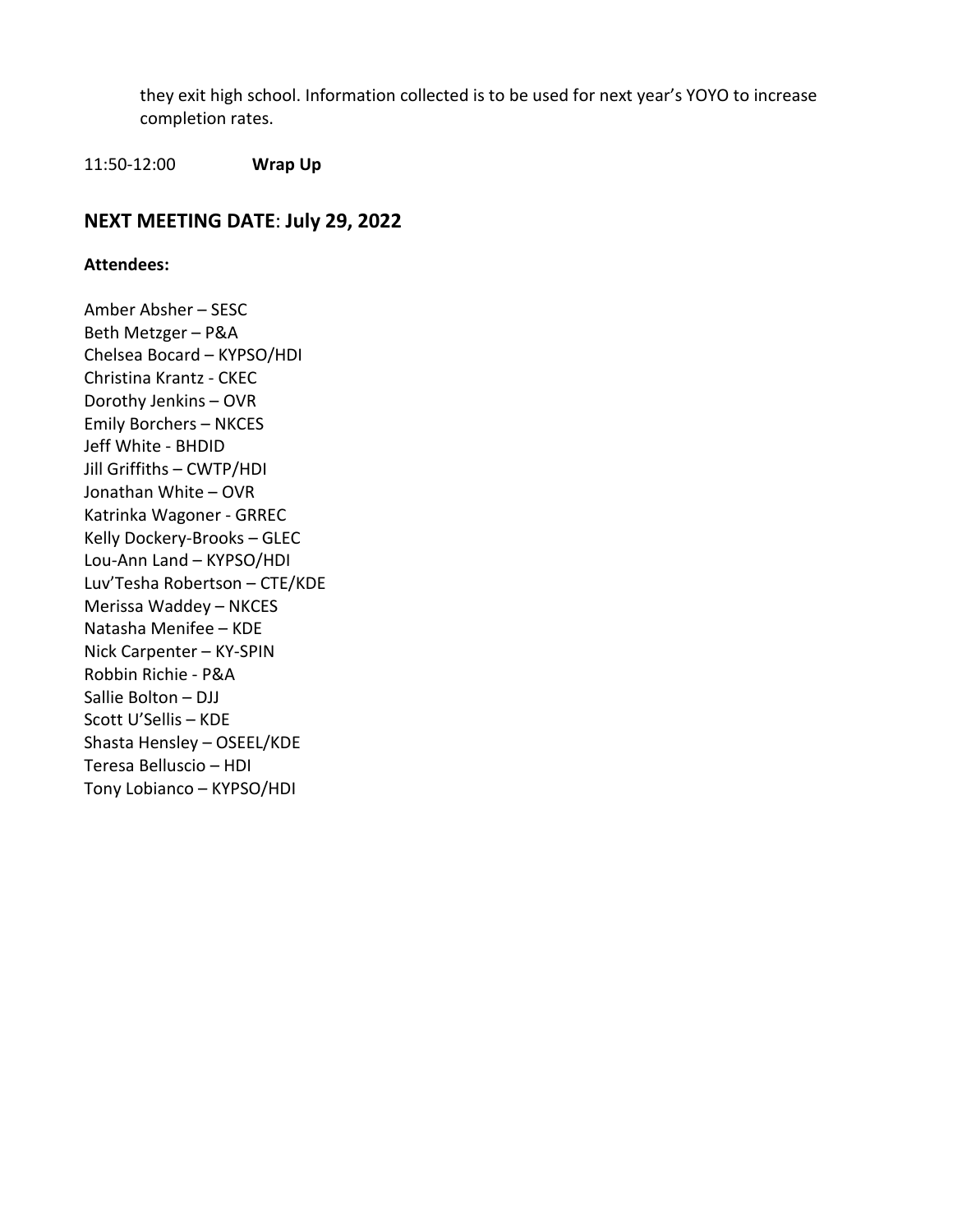they exit high school. Information collected is to be used for next year's YOYO to increase completion rates.

11:50-12:00 **Wrap Up**

## NEXT MEETING DATE: July 29, 2022

**Attendees:**

Amber Absher – SESC
Beth Metzger – P&A
Chelsea Bocard – KYPSO/HDI
Christina Krantz - CKEC
Dorothy Jenkins – OVR
Emily Borchers – NKCES
Jeff White - BHDID
Jill Griffiths – CWTP/HDI
Jonathan White – OVR
Katrinka Wagoner - GRREC
Kelly Dockery-Brooks – GLEC
Lou-Ann Land – KYPSO/HDI
Luv'Tesha Robertson – CTE/KDE
Merissa Waddey – NKCES
Natasha Menifee – KDE
Nick Carpenter – KY-SPIN
Robbin Richie - P&A
Sallie Bolton – DJJ
Scott U'Sellis – KDE
Shasta Hensley – OSEEL/KDE
Teresa Belluscio – HDI
Tony Lobianco – KYPSO/HDI